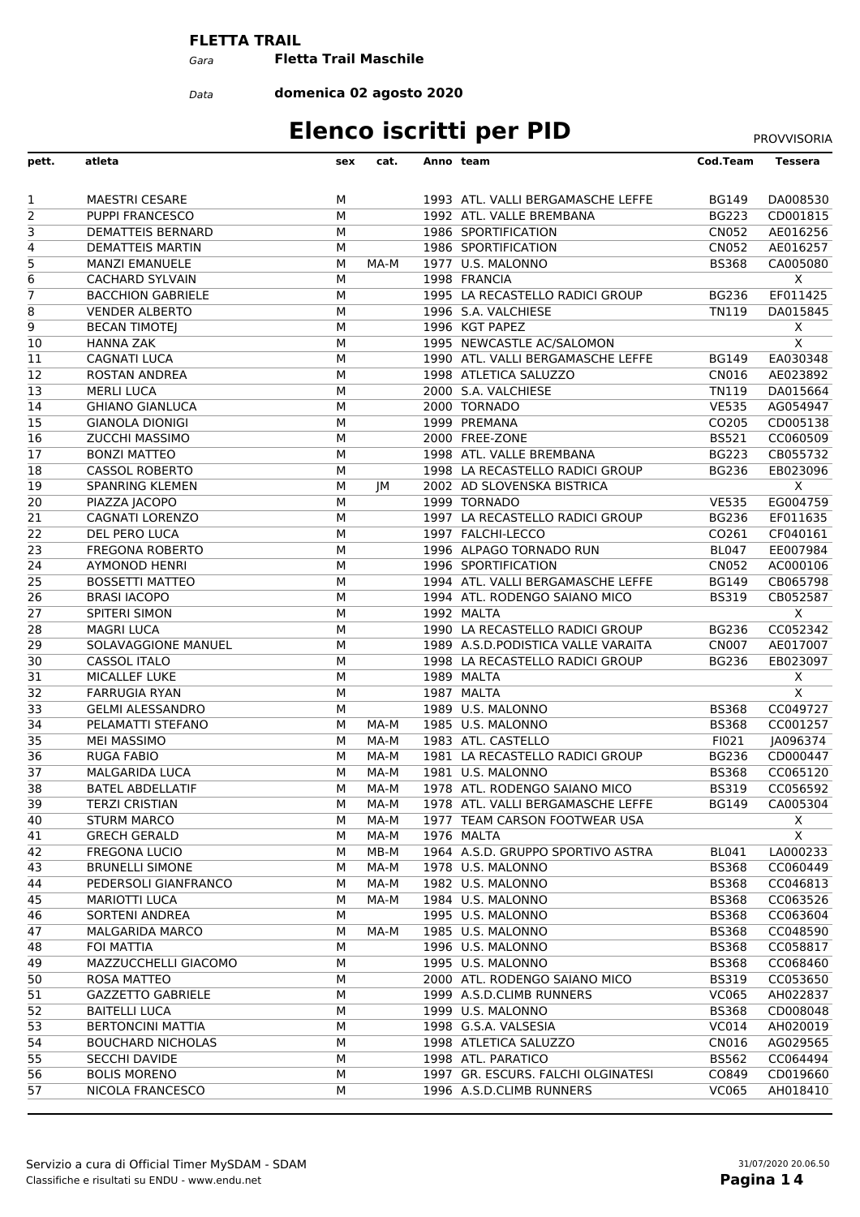**FLETTA TRAIL**

*Gara* **Fletta Trail Maschile**

*Data* **domenica 02 agosto 2020**

# Elenco iscritti per PID

PROVVISORIA

| pett. | atleta | sex | cat. | Anno | team | Cod.Team | Tessera |
|---|---|---|---|---|---|---|---|
| 1 | MAESTRI CESARE | M | | 1993 | ATL. VALLI BERGAMASCHE LEFFE | BG149 | DA008530 |
| 2 | PUPPI FRANCESCO | M | | 1992 | ATL. VALLE BREMBANA | BG223 | CD001815 |
| 3 | DEMATTEIS BERNARD | M | | 1986 | SPORTIFICATION | CN052 | AE016256 |
| 4 | DEMATTEIS MARTIN | M | | 1986 | SPORTIFICATION | CN052 | AE016257 |
| 5 | MANZI EMANUELE | M | MA-M | 1977 | U.S. MALONNO | BS368 | CA005080 |
| 6 | CACHARD SYLVAIN | M | | 1998 | FRANCIA | | X |
| 7 | BACCHION GABRIELE | M | | 1995 | LA RECASTELLO RADICI GROUP | BG236 | EF011425 |
| 8 | VENDER ALBERTO | M | | 1996 | S.A. VALCHIESE | TN119 | DA015845 |
| 9 | BECAN TIMOTEJ | M | | 1996 | KGT PAPEZ | | X |
| 10 | HANNA ZAK | M | | 1995 | NEWCASTLE AC/SALOMON | | X |
| 11 | CAGNATI LUCA | M | | 1990 | ATL. VALLI BERGAMASCHE LEFFE | BG149 | EA030348 |
| 12 | ROSTAN ANDREA | M | | 1998 | ATLETICA SALUZZO | CN016 | AE023892 |
| 13 | MERLI LUCA | M | | 2000 | S.A. VALCHIESE | TN119 | DA015664 |
| 14 | GHIANO GIANLUCA | M | | 2000 | TORNADO | VE535 | AG054947 |
| 15 | GIANOLA DIONIGI | M | | 1999 | PREMANA | CO205 | CD005138 |
| 16 | ZUCCHI MASSIMO | M | | 2000 | FREE-ZONE | BS521 | CC060509 |
| 17 | BONZI MATTEO | M | | 1998 | ATL. VALLE BREMBANA | BG223 | CB055732 |
| 18 | CASSOL ROBERTO | M | | 1998 | LA RECASTELLO RADICI GROUP | BG236 | EB023096 |
| 19 | SPANRING KLEMEN | M | JM | 2002 | AD SLOVENSKA BISTRICA | | X |
| 20 | PIAZZA JACOPO | M | | 1999 | TORNADO | VE535 | EG004759 |
| 21 | CAGNATI LORENZO | M | | 1997 | LA RECASTELLO RADICI GROUP | BG236 | EF011635 |
| 22 | DEL PERO LUCA | M | | 1997 | FALCHI-LECCO | CO261 | CF040161 |
| 23 | FREGONA ROBERTO | M | | 1996 | ALPAGO TORNADO RUN | BL047 | EE007984 |
| 24 | AYMONOD HENRI | M | | 1996 | SPORTIFICATION | CN052 | AC000106 |
| 25 | BOSSETTI MATTEO | M | | 1994 | ATL. VALLI BERGAMASCHE LEFFE | BG149 | CB065798 |
| 26 | BRASI IACOPO | M | | 1994 | ATL. RODENGO SAIANO MICO | BS319 | CB052587 |
| 27 | SPITERI SIMON | M | | 1992 | MALTA | | X |
| 28 | MAGRI LUCA | M | | 1990 | LA RECASTELLO RADICI GROUP | BG236 | CC052342 |
| 29 | SOLAVAGGIONE MANUEL | M | | 1989 | A.S.D.PODISTICA VALLE VARAITA | CN007 | AE017007 |
| 30 | CASSOL ITALO | M | | 1998 | LA RECASTELLO RADICI GROUP | BG236 | EB023097 |
| 31 | MICALLEF LUKE | M | | 1989 | MALTA | | X |
| 32 | FARRUGIA RYAN | M | | 1987 | MALTA | | X |
| 33 | GELMI ALESSANDRO | M | | 1989 | U.S. MALONNO | BS368 | CC049727 |
| 34 | PELAMATTI STEFANO | M | MA-M | 1985 | U.S. MALONNO | BS368 | CC001257 |
| 35 | MEI MASSIMO | M | MA-M | 1983 | ATL. CASTELLO | FI021 | JA096374 |
| 36 | RUGA FABIO | M | MA-M | 1981 | LA RECASTELLO RADICI GROUP | BG236 | CD000447 |
| 37 | MALGARIDA LUCA | M | MA-M | 1981 | U.S. MALONNO | BS368 | CC065120 |
| 38 | BATEL ABDELLATIF | M | MA-M | 1978 | ATL. RODENGO SAIANO MICO | BS319 | CC056592 |
| 39 | TERZI CRISTIAN | M | MA-M | 1978 | ATL. VALLI BERGAMASCHE LEFFE | BG149 | CA005304 |
| 40 | STURM MARCO | M | MA-M | 1977 | TEAM CARSON FOOTWEAR USA | | X |
| 41 | GRECH GERALD | M | MA-M | 1976 | MALTA | | X |
| 42 | FREGONA LUCIO | M | MB-M | 1964 | A.S.D. GRUPPO SPORTIVO ASTRA | BL041 | LA000233 |
| 43 | BRUNELLI SIMONE | M | MA-M | 1978 | U.S. MALONNO | BS368 | CC060449 |
| 44 | PEDERSOLI GIANFRANCO | M | MA-M | 1982 | U.S. MALONNO | BS368 | CC046813 |
| 45 | MARIOTTI LUCA | M | MA-M | 1984 | U.S. MALONNO | BS368 | CC063526 |
| 46 | SORTENI ANDREA | M | | 1995 | U.S. MALONNO | BS368 | CC063604 |
| 47 | MALGARIDA MARCO | M | MA-M | 1985 | U.S. MALONNO | BS368 | CC048590 |
| 48 | FOI MATTIA | M | | 1996 | U.S. MALONNO | BS368 | CC058817 |
| 49 | MAZZUCCHELLI GIACOMO | M | | 1995 | U.S. MALONNO | BS368 | CC068460 |
| 50 | ROSA MATTEO | M | | 2000 | ATL. RODENGO SAIANO MICO | BS319 | CC053650 |
| 51 | GAZZETTO GABRIELE | M | | 1999 | A.S.D.CLIMB RUNNERS | VC065 | AH022837 |
| 52 | BAITELLI LUCA | M | | 1999 | U.S. MALONNO | BS368 | CD008048 |
| 53 | BERTONCINI MATTIA | M | | 1998 | G.S.A. VALSESIA | VC014 | AH020019 |
| 54 | BOUCHARD NICHOLAS | M | | 1998 | ATLETICA SALUZZO | CN016 | AG029565 |
| 55 | SECCHI DAVIDE | M | | 1998 | ATL. PARATICO | BS562 | CC064494 |
| 56 | BOLIS MORENO | M | | 1997 | GR. ESCURS. FALCHI OLGINATESI | CO849 | CD019660 |
| 57 | NICOLA FRANCESCO | M | | 1996 | A.S.D.CLIMB RUNNERS | VC065 | AH018410 |

Servizio a cura di Official Timer MySDAM - SDAM
Classifiche e risultati su ENDU - www.endu.net

31/07/2020 20.06.50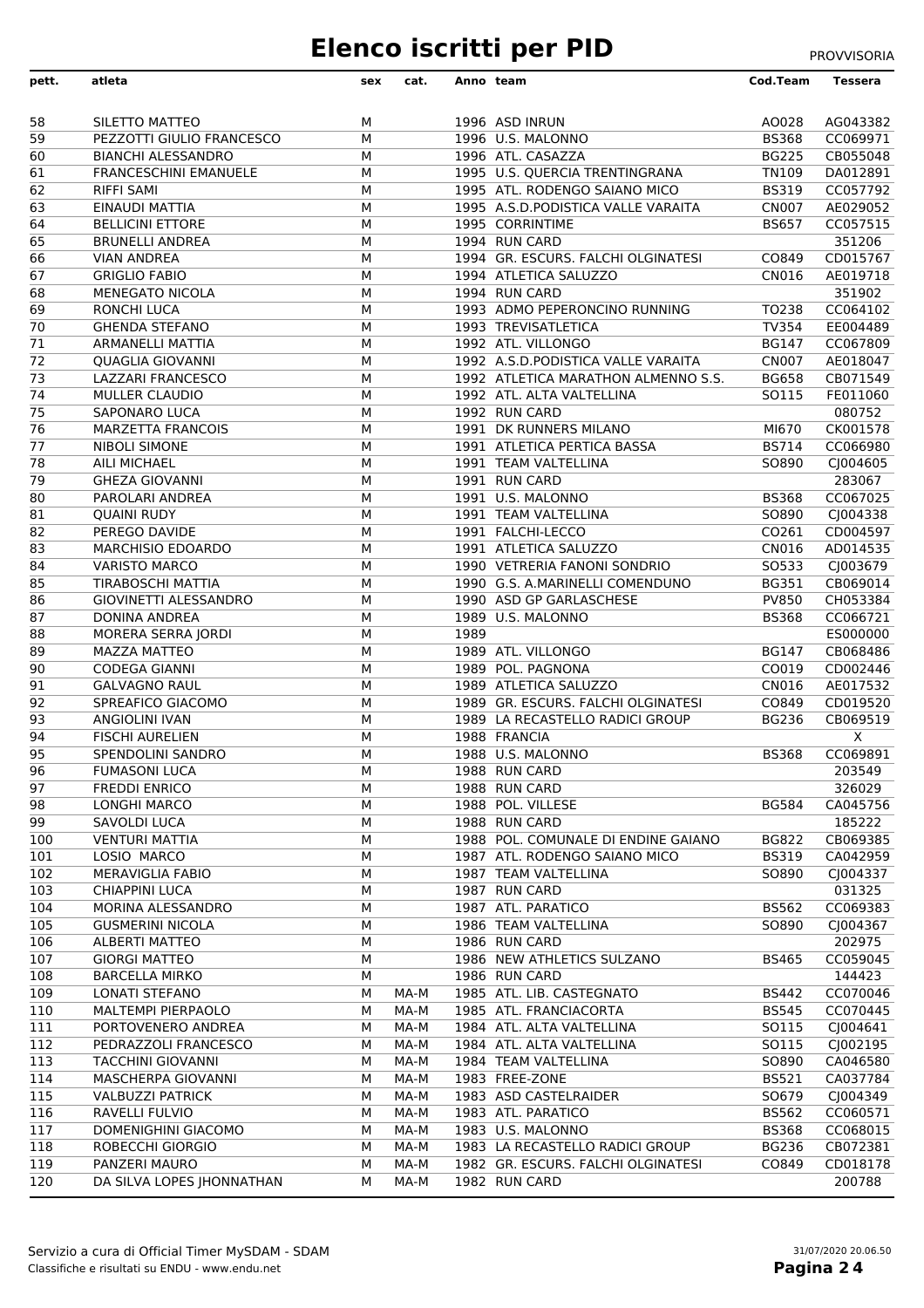# Elenco iscritti per PID

PROVVISORIA

| pett. | atleta | sex | cat. | Anno | team | Cod.Team | Tessera |
|---|---|---|---|---|---|---|---|
| 58 | SILETTO MATTEO | M | | 1996 | ASD INRUN | AO028 | AG043382 |
| 59 | PEZZOTTI GIULIO FRANCESCO | M | | 1996 | U.S. MALONNO | BS368 | CC069971 |
| 60 | BIANCHI ALESSANDRO | M | | 1996 | ATL. CASAZZA | BG225 | CB055048 |
| 61 | FRANCESCHINI EMANUELE | M | | 1995 | U.S. QUERCIA TRENTINGRANA | TN109 | DA012891 |
| 62 | RIFFI SAMI | M | | 1995 | ATL. RODENGO SAIANO MICO | BS319 | CC057792 |
| 63 | EINAUDI MATTIA | M | | 1995 | A.S.D.PODISTICA VALLE VARAITA | CN007 | AE029052 |
| 64 | BELLICINI ETTORE | M | | 1995 | CORRINTIME | BS657 | CC057515 |
| 65 | BRUNELLI ANDREA | M | | 1994 | RUN CARD | | 351206 |
| 66 | VIAN ANDREA | M | | 1994 | GR. ESCURS. FALCHI OLGINATESI | CO849 | CD015767 |
| 67 | GRIGLIO FABIO | M | | 1994 | ATLETICA SALUZZO | CN016 | AE019718 |
| 68 | MENEGATO NICOLA | M | | 1994 | RUN CARD | | 351902 |
| 69 | RONCHI LUCA | M | | 1993 | ADMO PEPERONCINO RUNNING | TO238 | CC064102 |
| 70 | GHENDA STEFANO | M | | 1993 | TREVISATLETICA | TV354 | EE004489 |
| 71 | ARMANELLI MATTIA | M | | 1992 | ATL. VILLONGO | BG147 | CC067809 |
| 72 | QUAGLIA GIOVANNI | M | | 1992 | A.S.D.PODISTICA VALLE VARAITA | CN007 | AE018047 |
| 73 | LAZZARI FRANCESCO | M | | 1992 | ATLETICA MARATHON ALMENNO S.S. | BG658 | CB071549 |
| 74 | MULLER CLAUDIO | M | | 1992 | ATL. ALTA VALTELLINA | SO115 | FE011060 |
| 75 | SAPONARO LUCA | M | | 1992 | RUN CARD | | 080752 |
| 76 | MARZETTA FRANCOIS | M | | 1991 | DK RUNNERS MILANO | MI670 | CK001578 |
| 77 | NIBOLI SIMONE | M | | 1991 | ATLETICA PERTICA BASSA | BS714 | CC066980 |
| 78 | AILI MICHAEL | M | | 1991 | TEAM VALTELLINA | SO890 | CJ004605 |
| 79 | GHEZA GIOVANNI | M | | 1991 | RUN CARD | | 283067 |
| 80 | PAROLARI ANDREA | M | | 1991 | U.S. MALONNO | BS368 | CC067025 |
| 81 | QUAINI RUDY | M | | 1991 | TEAM VALTELLINA | SO890 | CJ004338 |
| 82 | PEREGO DAVIDE | M | | 1991 | FALCHI-LECCO | CO261 | CD004597 |
| 83 | MARCHISIO EDOARDO | M | | 1991 | ATLETICA SALUZZO | CN016 | AD014535 |
| 84 | VARISTO MARCO | M | | 1990 | VETRERIA FANONI SONDRIO | SO533 | CJ003679 |
| 85 | TIRABOSCHI MATTIA | M | | 1990 | G.S. A.MARINELLI COMENDUNO | BG351 | CB069014 |
| 86 | GIOVINETTI ALESSANDRO | M | | 1990 | ASD GP GARLASCHESE | PV850 | CH053384 |
| 87 | DONINA ANDREA | M | | 1989 | U.S. MALONNO | BS368 | CC066721 |
| 88 | MORERA SERRA JORDI | M | | 1989 | | | ES000000 |
| 89 | MAZZA MATTEO | M | | 1989 | ATL. VILLONGO | BG147 | CB068486 |
| 90 | CODEGA GIANNI | M | | 1989 | POL. PAGNONA | CO019 | CD002446 |
| 91 | GALVAGNO RAUL | M | | 1989 | ATLETICA SALUZZO | CN016 | AE017532 |
| 92 | SPREAFICO GIACOMO | M | | 1989 | GR. ESCURS. FALCHI OLGINATESI | CO849 | CD019520 |
| 93 | ANGIOLINI IVAN | M | | 1989 | LA RECASTELLO RADICI GROUP | BG236 | CB069519 |
| 94 | FISCHI AURELIEN | M | | 1988 | FRANCIA | | X |
| 95 | SPENDOLINI SANDRO | M | | 1988 | U.S. MALONNO | BS368 | CC069891 |
| 96 | FUMASONI LUCA | M | | 1988 | RUN CARD | | 203549 |
| 97 | FREDDI ENRICO | M | | 1988 | RUN CARD | | 326029 |
| 98 | LONGHI MARCO | M | | 1988 | POL. VILLESE | BG584 | CA045756 |
| 99 | SAVOLDI LUCA | M | | 1988 | RUN CARD | | 185222 |
| 100 | VENTURI MATTIA | M | | 1988 | POL. COMUNALE DI ENDINE GAIANO | BG822 | CB069385 |
| 101 | LOSIO MARCO | M | | 1987 | ATL. RODENGO SAIANO MICO | BS319 | CA042959 |
| 102 | MERAVIGLIA FABIO | M | | 1987 | TEAM VALTELLINA | SO890 | CJ004337 |
| 103 | CHIAPPINI LUCA | M | | 1987 | RUN CARD | | 031325 |
| 104 | MORINA ALESSANDRO | M | | 1987 | ATL. PARATICO | BS562 | CC069383 |
| 105 | GUSMERINI NICOLA | M | | 1986 | TEAM VALTELLINA | SO890 | CJ004367 |
| 106 | ALBERTI MATTEO | M | | 1986 | RUN CARD | | 202975 |
| 107 | GIORGI MATTEO | M | | 1986 | NEW ATHLETICS SULZANO | BS465 | CC059045 |
| 108 | BARCELLA MIRKO | M | | 1986 | RUN CARD | | 144423 |
| 109 | LONATI STEFANO | M | MA-M | 1985 | ATL. LIB. CASTEGNATO | BS442 | CC070046 |
| 110 | MALTEMPI PIERPAOLO | M | MA-M | 1985 | ATL. FRANCIACORTA | BS545 | CC070445 |
| 111 | PORTOVENERO ANDREA | M | MA-M | 1984 | ATL. ALTA VALTELLINA | SO115 | CJ004641 |
| 112 | PEDRAZZOLI FRANCESCO | M | MA-M | 1984 | ATL. ALTA VALTELLINA | SO115 | CJ002195 |
| 113 | TACCHINI GIOVANNI | M | MA-M | 1984 | TEAM VALTELLINA | SO890 | CA046580 |
| 114 | MASCHERPA GIOVANNI | M | MA-M | 1983 | FREE-ZONE | BS521 | CA037784 |
| 115 | VALBUZZI PATRICK | M | MA-M | 1983 | ASD CASTELRAIDER | SO679 | CJ004349 |
| 116 | RAVELLI FULVIO | M | MA-M | 1983 | ATL. PARATICO | BS562 | CC060571 |
| 117 | DOMENIGHINI GIACOMO | M | MA-M | 1983 | U.S. MALONNO | BS368 | CC068015 |
| 118 | ROBECCHI GIORGIO | M | MA-M | 1983 | LA RECASTELLO RADICI GROUP | BG236 | CB072381 |
| 119 | PANZERI MAURO | M | MA-M | 1982 | GR. ESCURS. FALCHI OLGINATESI | CO849 | CD018178 |
| 120 | DA SILVA LOPES JHONNATHAN | M | MA-M | 1982 | RUN CARD | | 200788 |

Servizio a cura di Official Timer MySDAM - SDAM
Classifiche e risultati su ENDU - www.endu.net

31/07/2020 20.06.50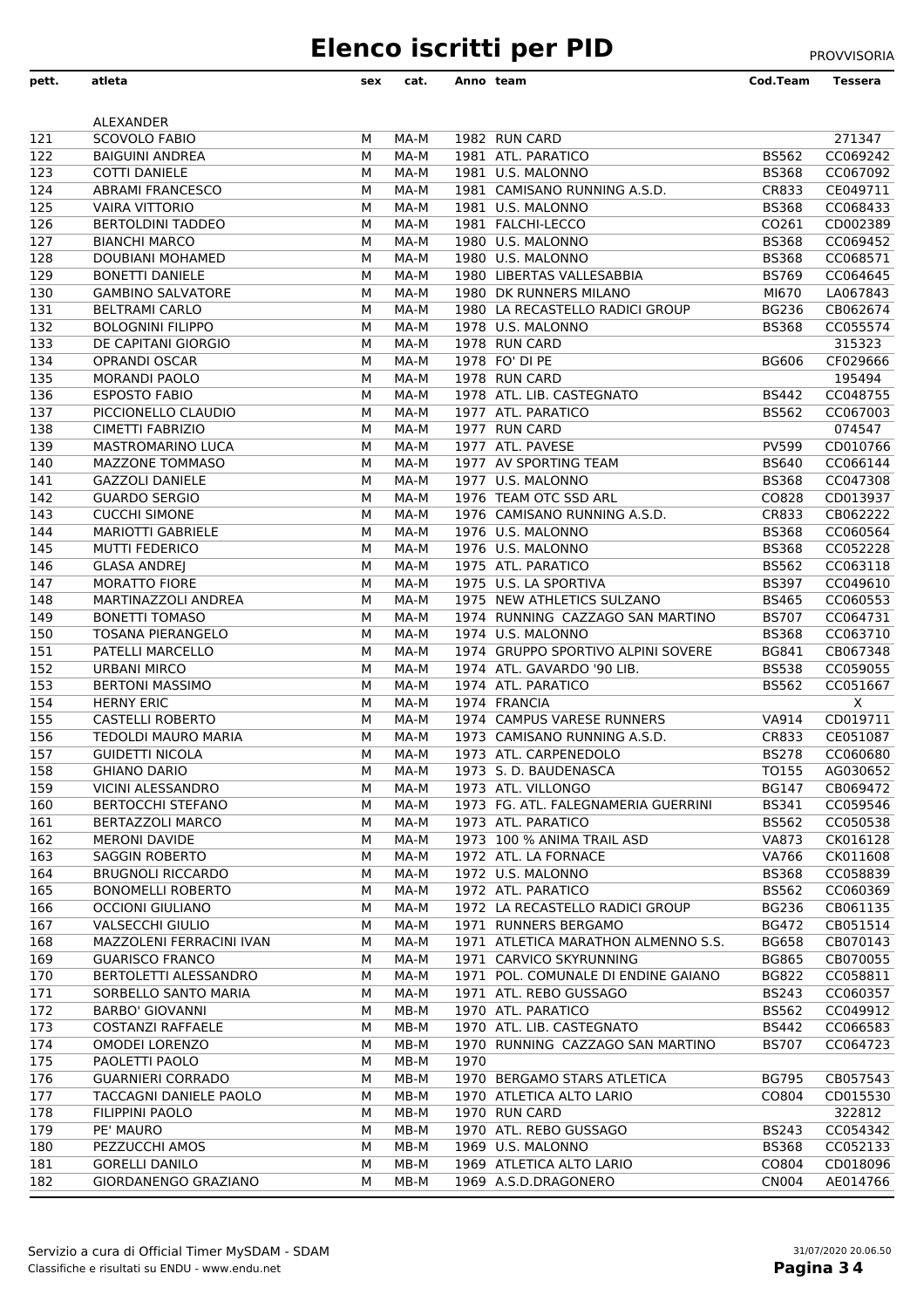# Elenco iscritti per PID

PROVVISORIA

| pett. | atleta | sex | cat. | Anno | team | Cod.Team | Tessera |
|---|---|---|---|---|---|---|---|
| | ALEXANDER | | | | | | |
| 121 | SCOVOLO FABIO | M | MA-M | 1982 | RUN CARD | | 271347 |
| 122 | BAIGUINI ANDREA | M | MA-M | 1981 | ATL. PARATICO | BS562 | CC069242 |
| 123 | COTTI DANIELE | M | MA-M | 1981 | U.S. MALONNO | BS368 | CC067092 |
| 124 | ABRAMI FRANCESCO | M | MA-M | 1981 | CAMISANO RUNNING A.S.D. | CR833 | CE049711 |
| 125 | VAIRA VITTORIO | M | MA-M | 1981 | U.S. MALONNO | BS368 | CC068433 |
| 126 | BERTOLDINI TADDEO | M | MA-M | 1981 | FALCHI-LECCO | CO261 | CD002389 |
| 127 | BIANCHI MARCO | M | MA-M | 1980 | U.S. MALONNO | BS368 | CC069452 |
| 128 | DOUBIANI MOHAMED | M | MA-M | 1980 | U.S. MALONNO | BS368 | CC068571 |
| 129 | BONETTI DANIELE | M | MA-M | 1980 | LIBERTAS VALLESABBIA | BS769 | CC064645 |
| 130 | GAMBINO SALVATORE | M | MA-M | 1980 | DK RUNNERS MILANO | MI670 | LA067843 |
| 131 | BELTRAMI CARLO | M | MA-M | 1980 | LA RECASTELLO RADICI GROUP | BG236 | CB062674 |
| 132 | BOLOGNINI FILIPPO | M | MA-M | 1978 | U.S. MALONNO | BS368 | CC055574 |
| 133 | DE CAPITANI GIORGIO | M | MA-M | 1978 | RUN CARD | | 315323 |
| 134 | OPRANDI OSCAR | M | MA-M | 1978 | FO' DI PE | BG606 | CF029666 |
| 135 | MORANDI PAOLO | M | MA-M | 1978 | RUN CARD | | 195494 |
| 136 | ESPOSTO FABIO | M | MA-M | 1978 | ATL. LIB. CASTEGNATO | BS442 | CC048755 |
| 137 | PICCIONELLO CLAUDIO | M | MA-M | 1977 | ATL. PARATICO | BS562 | CC067003 |
| 138 | CIMETTI FABRIZIO | M | MA-M | 1977 | RUN CARD | | 074547 |
| 139 | MASTROMARINO LUCA | M | MA-M | 1977 | ATL. PAVESE | PV599 | CD010766 |
| 140 | MAZZONE TOMMASO | M | MA-M | 1977 | AV SPORTING TEAM | BS640 | CC066144 |
| 141 | GAZZOLI DANIELE | M | MA-M | 1977 | U.S. MALONNO | BS368 | CC047308 |
| 142 | GUARDO SERGIO | M | MA-M | 1976 | TEAM OTC SSD ARL | CO828 | CD013937 |
| 143 | CUCCHI SIMONE | M | MA-M | 1976 | CAMISANO RUNNING A.S.D. | CR833 | CB062222 |
| 144 | MARIOTTI GABRIELE | M | MA-M | 1976 | U.S. MALONNO | BS368 | CC060564 |
| 145 | MUTTI FEDERICO | M | MA-M | 1976 | U.S. MALONNO | BS368 | CC052228 |
| 146 | GLASA ANDREJ | M | MA-M | 1975 | ATL. PARATICO | BS562 | CC063118 |
| 147 | MORATTO FIORE | M | MA-M | 1975 | U.S. LA SPORTIVA | BS397 | CC049610 |
| 148 | MARTINAZZOLI ANDREA | M | MA-M | 1975 | NEW ATHLETICS SULZANO | BS465 | CC060553 |
| 149 | BONETTI TOMASO | M | MA-M | 1974 | RUNNING CAZZAGO SAN MARTINO | BS707 | CC054731 |
| 150 | TOSANA PIERANGELO | M | MA-M | 1974 | U.S. MALONNO | BS368 | CC063710 |
| 151 | PATELLI MARCELLO | M | MA-M | 1974 | GRUPPO SPORTIVO ALPINI SOVERE | BG841 | CB067348 |
| 152 | URBANI MIRCO | M | MA-M | 1974 | ATL. GAVARDO '90 LIB. | BS538 | CC059055 |
| 153 | BERTONI MASSIMO | M | MA-M | 1974 | ATL. PARATICO | BS562 | CC051667 |
| 154 | HERNY ERIC | M | MA-M | 1974 | FRANCIA | | X |
| 155 | CASTELLI ROBERTO | M | MA-M | 1974 | CAMPUS VARESE RUNNERS | VA914 | CD019711 |
| 156 | TEDOLDI MAURO MARIA | M | MA-M | 1973 | CAMISANO RUNNING A.S.D. | CR833 | CE051087 |
| 157 | GUIDETTI NICOLA | M | MA-M | 1973 | ATL. CARPENEDOLO | BS278 | CC060680 |
| 158 | GHIANO DARIO | M | MA-M | 1973 | S. D. BAUDENASCA | TO155 | AG030652 |
| 159 | VICINI ALESSANDRO | M | MA-M | 1973 | ATL. VILLONGO | BG147 | CB069472 |
| 160 | BERTOCCHI STEFANO | M | MA-M | 1973 | FG. ATL. FALEGNAMERIA GUERRINI | BS341 | CC059546 |
| 161 | BERTAZZOLI MARCO | M | MA-M | 1973 | ATL. PARATICO | BS562 | CC050538 |
| 162 | MERONI DAVIDE | M | MA-M | 1973 | 100 % ANIMA TRAIL ASD | VA873 | CK016128 |
| 163 | SAGGIN ROBERTO | M | MA-M | 1972 | ATL. LA FORNACE | VA766 | CK011608 |
| 164 | BRUGNOLI RICCARDO | M | MA-M | 1972 | U.S. MALONNO | BS368 | CC058839 |
| 165 | BONOMELLI ROBERTO | M | MA-M | 1972 | ATL. PARATICO | BS562 | CC060369 |
| 166 | OCCIONI GIULIANO | M | MA-M | 1972 | LA RECASTELLO RADICI GROUP | BG236 | CB061135 |
| 167 | VALSECCHI GIULIO | M | MA-M | 1971 | RUNNERS BERGAMO | BG472 | CB051514 |
| 168 | MAZZOLENI FERRACINI IVAN | M | MA-M | 1971 | ATLETICA MARATHON ALMENNO S.S. | BG658 | CB070143 |
| 169 | GUARISCO FRANCO | M | MA-M | 1971 | CARVICO SKYRUNNING | BG865 | CB070055 |
| 170 | BERTOLETTI ALESSANDRO | M | MA-M | 1971 | POL. COMUNALE DI ENDINE GAIANO | BG822 | CC058811 |
| 171 | SORBELLO SANTO MARIA | M | MA-M | 1971 | ATL. REBO GUSSAGO | BS243 | CC060357 |
| 172 | BARBO' GIOVANNI | M | MB-M | 1970 | ATL. PARATICO | BS562 | CC049912 |
| 173 | COSTANZI RAFFAELE | M | MB-M | 1970 | ATL. LIB. CASTEGNATO | BS442 | CC066583 |
| 174 | OMODEI LORENZO | M | MB-M | 1970 | RUNNING CAZZAGO SAN MARTINO | BS707 | CC064723 |
| 175 | PAOLETTI PAOLO | M | MB-M | 1970 | | | |
| 176 | GUARNIERI CORRADO | M | MB-M | 1970 | BERGAMO STARS ATLETICA | BG795 | CB057543 |
| 177 | TACCAGNI DANIELE PAOLO | M | MB-M | 1970 | ATLETICA ALTO LARIO | CO804 | CD015530 |
| 178 | FILIPPINI PAOLO | M | MB-M | 1970 | RUN CARD | | 322812 |
| 179 | PE' MAURO | M | MB-M | 1970 | ATL. REBO GUSSAGO | BS243 | CC054342 |
| 180 | PEZZUCCHI AMOS | M | MB-M | 1969 | U.S. MALONNO | BS368 | CC052133 |
| 181 | GORELLI DANILO | M | MB-M | 1969 | ATLETICA ALTO LARIO | CO804 | CD018096 |
| 182 | GIORDANENGO GRAZIANO | M | MB-M | 1969 | A.S.D.DRAGONERO | CN004 | AE014766 |

Servizio a cura di Official Timer MySDAM - SDAM
Classifiche e risultati su ENDU - www.endu.net

31/07/2020 20.06.50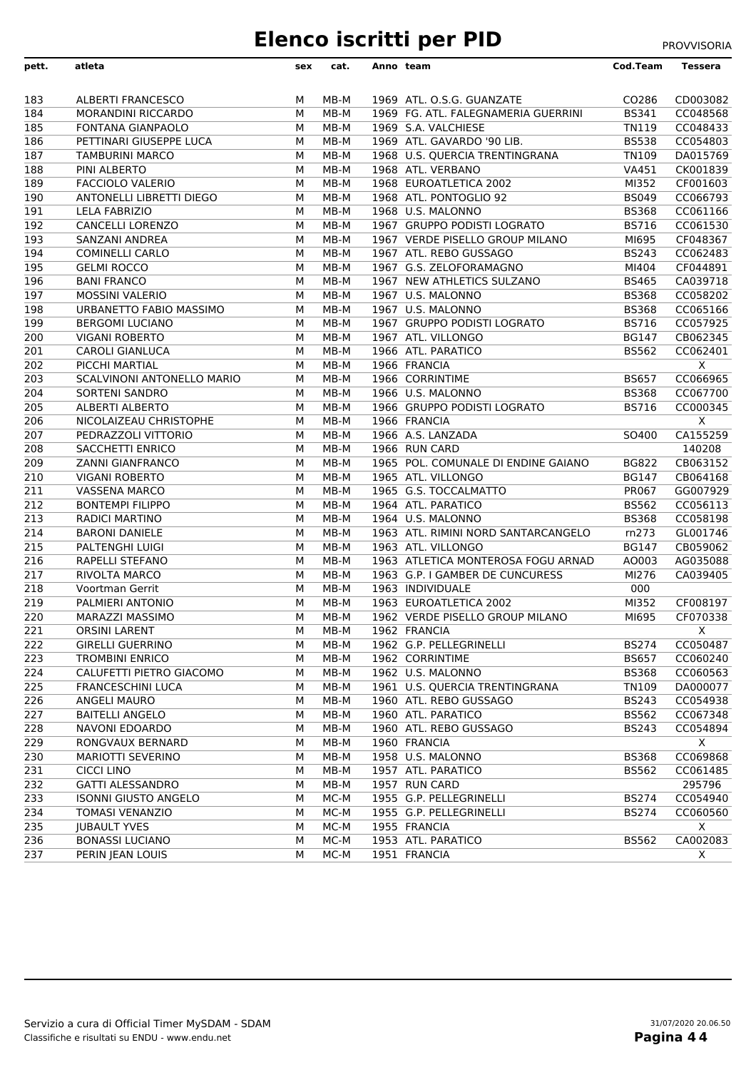# Elenco iscritti per PID

PROVVISORIA

| pett. | atleta | sex | cat. | Anno | team | Cod.Team | Tessera |
|---|---|---|---|---|---|---|---|
| 183 | ALBERTI FRANCESCO | M | MB-M | 1969 | ATL. O.S.G. GUANZATE | CO286 | CD003082 |
| 184 | MORANDINI RICCARDO | M | MB-M | 1969 | FG. ATL. FALEGNAMERIA GUERRINI | BS341 | CC048568 |
| 185 | FONTANA GIANPAOLO | M | MB-M | 1969 | S.A. VALCHIESE | TN119 | CC048433 |
| 186 | PETTINARI GIUSEPPE LUCA | M | MB-M | 1969 | ATL. GAVARDO '90 LIB. | BS538 | CC054803 |
| 187 | TAMBURINI MARCO | M | MB-M | 1968 | U.S. QUERCIA TRENTINGRANA | TN109 | DA015769 |
| 188 | PINI ALBERTO | M | MB-M | 1968 | ATL. VERBANO | VA451 | CK001839 |
| 189 | FACCIOLO VALERIO | M | MB-M | 1968 | EUROATLETICA 2002 | MI352 | CF001603 |
| 190 | ANTONELLI LIBRETTI DIEGO | M | MB-M | 1968 | ATL. PONTOGLIO 92 | BS049 | CC066793 |
| 191 | LELA FABRIZIO | M | MB-M | 1968 | U.S. MALONNO | BS368 | CC061166 |
| 192 | CANCELLI LORENZO | M | MB-M | 1967 | GRUPPO PODISTI LOGRATO | BS716 | CC061530 |
| 193 | SANZANI ANDREA | M | MB-M | 1967 | VERDE PISELLO GROUP MILANO | MI695 | CF048367 |
| 194 | COMINELLI CARLO | M | MB-M | 1967 | ATL. REBO GUSSAGO | BS243 | CC062483 |
| 195 | GELMI ROCCO | M | MB-M | 1967 | G.S. ZELOFORAMAGNO | MI404 | CF044891 |
| 196 | BANI FRANCO | M | MB-M | 1967 | NEW ATHLETICS SULZANO | BS465 | CA039718 |
| 197 | MOSSINI VALERIO | M | MB-M | 1967 | U.S. MALONNO | BS368 | CC058202 |
| 198 | URBANETTO FABIO MASSIMO | M | MB-M | 1967 | U.S. MALONNO | BS368 | CC065166 |
| 199 | BERGOMI LUCIANO | M | MB-M | 1967 | GRUPPO PODISTI LOGRATO | BS716 | CC057925 |
| 200 | VIGANI ROBERTO | M | MB-M | 1967 | ATL. VILLONGO | BG147 | CB062345 |
| 201 | CAROLI GIANLUCA | M | MB-M | 1966 | ATL. PARATICO | BS562 | CC062401 |
| 202 | PICCHI MARTIAL | M | MB-M | 1966 | FRANCIA | | X |
| 203 | SCALVINONI ANTONELLO MARIO | M | MB-M | 1966 | CORRINTIME | BS657 | CC066965 |
| 204 | SORTENI SANDRO | M | MB-M | 1966 | U.S. MALONNO | BS368 | CC067700 |
| 205 | ALBERTI ALBERTO | M | MB-M | 1966 | GRUPPO PODISTI LOGRATO | BS716 | CC000345 |
| 206 | NICOLAIZEAU CHRISTOPHE | M | MB-M | 1966 | FRANCIA | | X |
| 207 | PEDRAZZOLI VITTORIO | M | MB-M | 1966 | A.S. LANZADA | SO400 | CA155259 |
| 208 | SACCHETTI ENRICO | M | MB-M | 1966 | RUN CARD | | 140208 |
| 209 | ZANNI GIANFRANCO | M | MB-M | 1965 | POL. COMUNALE DI ENDINE GAIANO | BG822 | CB063152 |
| 210 | VIGANI ROBERTO | M | MB-M | 1965 | ATL. VILLONGO | BG147 | CB064168 |
| 211 | VASSENA MARCO | M | MB-M | 1965 | G.S. TOCCALMATTO | PR067 | GG007929 |
| 212 | BONTEMPI FILIPPO | M | MB-M | 1964 | ATL. PARATICO | BS562 | CC056113 |
| 213 | RADICI MARTINO | M | MB-M | 1964 | U.S. MALONNO | BS368 | CC058198 |
| 214 | BARONI DANIELE | M | MB-M | 1963 | ATL. RIMINI NORD SANTARCANGELO | rn273 | GL001746 |
| 215 | PALTENGHI LUIGI | M | MB-M | 1963 | ATL. VILLONGO | BG147 | CB059062 |
| 216 | RAPELLI STEFANO | M | MB-M | 1963 | ATLETICA MONTEROSA FOGU ARNAD | AO003 | AG035088 |
| 217 | RIVOLTA MARCO | M | MB-M | 1963 | G.P. I GAMBER DE CUNCURESS | MI276 | CA039405 |
| 218 | Voortman Gerrit | M | MB-M | 1963 | INDIVIDUALE | 000 | |
| 219 | PALMIERI ANTONIO | M | MB-M | 1963 | EUROATLETICA 2002 | MI352 | CF008197 |
| 220 | MARAZZI MASSIMO | M | MB-M | 1962 | VERDE PISELLO GROUP MILANO | MI695 | CF070338 |
| 221 | ORSINI LARENT | M | MB-M | 1962 | FRANCIA | | X |
| 222 | GIRELLI GUERRINO | M | MB-M | 1962 | G.P. PELLEGRINELLI | BS274 | CC050487 |
| 223 | TROMBINI ENRICO | M | MB-M | 1962 | CORRINTIME | BS657 | CC060240 |
| 224 | CALUFETTI PIETRO GIACOMO | M | MB-M | 1962 | U.S. MALONNO | BS368 | CC060563 |
| 225 | FRANCESCHINI LUCA | M | MB-M | 1961 | U.S. QUERCIA TRENTINGRANA | TN109 | DA000077 |
| 226 | ANGELI MAURO | M | MB-M | 1960 | ATL. REBO GUSSAGO | BS243 | CC054938 |
| 227 | BAITELLI ANGELO | M | MB-M | 1960 | ATL. PARATICO | BS562 | CC067348 |
| 228 | NAVONI EDOARDO | M | MB-M | 1960 | ATL. REBO GUSSAGO | BS243 | CC054894 |
| 229 | RONGVAUX BERNARD | M | MB-M | 1960 | FRANCIA | | X |
| 230 | MARIOTTI SEVERINO | M | MB-M | 1958 | U.S. MALONNO | BS368 | CC069868 |
| 231 | CICCI LINO | M | MB-M | 1957 | ATL. PARATICO | BS562 | CC061485 |
| 232 | GATTI ALESSANDRO | M | MB-M | 1957 | RUN CARD | | 295796 |
| 233 | ISONNI GIUSTO ANGELO | M | MC-M | 1955 | G.P. PELLEGRINELLI | BS274 | CC054940 |
| 234 | TOMASI VENANZIO | M | MC-M | 1955 | G.P. PELLEGRINELLI | BS274 | CC060560 |
| 235 | JUBAULT YVES | M | MC-M | 1955 | FRANCIA | | X |
| 236 | BONASSI LUCIANO | M | MC-M | 1953 | ATL. PARATICO | BS562 | CA002083 |
| 237 | PERIN JEAN LOUIS | M | MC-M | 1951 | FRANCIA | | X |

Servizio a cura di Official Timer MySDAM - SDAM
Classifiche e risultati su ENDU - www.endu.net

31/07/2020 20.06.50